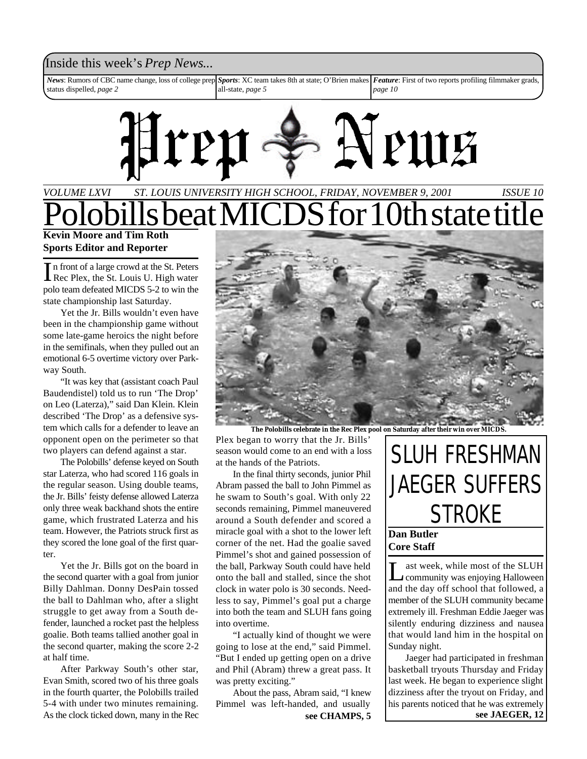Inside this week's *Prep News...*

***News***: Rumors of CBC name change, loss of college prep status dispelled, *page 2*

***Sports***: XC team takes 8th at state; O'Brien makes all-state, *page 5*

***Feature***: First of two reports profiling filmmaker grads, *page 10*

# Prep News

*VOLUME LXVI* *ST. LOUIS UNIVERSITY HIGH SCHOOL, FRIDAY, NOVEMBER 9, 2001* *ISSUE 10*

# Polobills beat MICDS for 10th state title

**Kevin Moore and Tim Roth**
**Sports Editor and Reporter**

In front of a large crowd at the St. Peters Rec Plex, the St. Louis U. High water polo team defeated MICDS 5-2 to win the state championship last Saturday.

Yet the Jr. Bills wouldn't even have been in the championship game without some late-game heroics the night before in the semifinals, when they pulled out an emotional 6-5 overtime victory over Parkway South.

"It was key that (assistant coach Paul Baudendistel) told us to run 'The Drop' on Leo (Laterza)," said Dan Klein. Klein described 'The Drop' as a defensive system which calls for a defender to leave an opponent open on the perimeter so that two players can defend against a star.

The Polobills' defense keyed on South star Laterza, who had scored 116 goals in the regular season. Using double teams, the Jr. Bills' feisty defense allowed Laterza only three weak backhand shots the entire game, which frustrated Laterza and his team. However, the Patriots struck first as they scored the lone goal of the first quarter.

Yet the Jr. Bills got on the board in the second quarter with a goal from junior Billy Dahlman. Donny DesPain tossed the ball to Dahlman who, after a slight struggle to get away from a South defender, launched a rocket past the helpless goalie. Both teams tallied another goal in the second quarter, making the score 2-2 at half time.

After Parkway South's other star, Evan Smith, scored two of his three goals in the fourth quarter, the Polobills trailed 5-4 with under two minutes remaining. As the clock ticked down, many in the Rec

**The Polobills celebrate in the Rec Plex pool on Saturday after their win over MICDS.**

Plex began to worry that the Jr. Bills' season would come to an end with a loss at the hands of the Patriots.

In the final thirty seconds, junior Phil Abram passed the ball to John Pimmel as he swam to South's goal. With only 22 seconds remaining, Pimmel maneuvered around a South defender and scored a miracle goal with a shot to the lower left corner of the net. Had the goalie saved Pimmel's shot and gained possession of the ball, Parkway South could have held onto the ball and stalled, since the shot clock in water polo is 30 seconds. Needless to say, Pimmel's goal put a charge into both the team and SLUH fans going into overtime.

"I actually kind of thought we were going to lose at the end," said Pimmel. "But I ended up getting open on a drive and Phil (Abram) threw a great pass. It was pretty exciting."

About the pass, Abram said, "I knew Pimmel was left-handed, and usually

**see CHAMPS, 5**

# SLUH FRESHMAN JAEGER SUFFERS STROKE

**Dan Butler**
**Core Staff**

Last week, while most of the SLUH community was enjoying Halloween and the day off school that followed, a member of the SLUH community became extremely ill. Freshman Eddie Jaeger was silently enduring dizziness and nausea that would land him in the hospital on Sunday night.

Jaeger had participated in freshman basketball tryouts Thursday and Friday last week. He began to experience slight dizziness after the tryout on Friday, and his parents noticed that he was extremely

**see JAEGER, 12**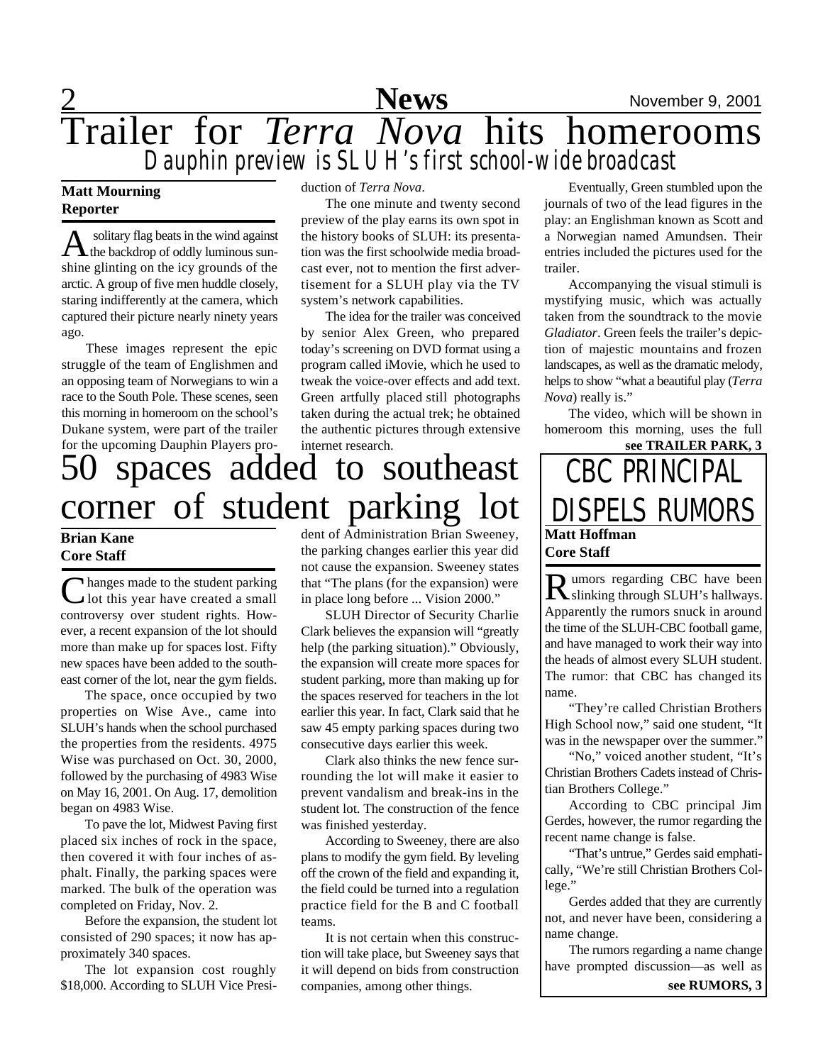# Trailer for *Terra Nova* hits homerooms

## Dauphin preview is SLUH's first school-wide broadcast

**Matt Mourning**
**Reporter**

A solitary flag beats in the wind against the backdrop of oddly luminous sunshine glinting on the icy grounds of the arctic. A group of five men huddle closely, staring indifferently at the camera, which captured their picture nearly ninety years ago.

These images represent the epic struggle of the team of Englishmen and an opposing team of Norwegians to win a race to the South Pole. These scenes, seen this morning in homeroom on the school's Dukane system, were part of the trailer for the upcoming Dauphin Players production of *Terra Nova*.

The one minute and twenty second preview of the play earns its own spot in the history books of SLUH: its presentation was the first schoolwide media broadcast ever, not to mention the first advertisement for a SLUH play via the TV system's network capabilities.

The idea for the trailer was conceived by senior Alex Green, who prepared today's screening on DVD format using a program called iMovie, which he used to tweak the voice-over effects and add text. Green artfully placed still photographs taken during the actual trek; he obtained the authentic pictures through extensive internet research.

Eventually, Green stumbled upon the journals of two of the lead figures in the play: an Englishman known as Scott and a Norwegian named Amundsen. Their entries included the pictures used for the trailer.

Accompanying the visual stimuli is mystifying music, which was actually taken from the soundtrack to the movie *Gladiator*. Green feels the trailer's depiction of majestic mountains and frozen landscapes, as well as the dramatic melody, helps to show "what a beautiful play (*Terra Nova*) really is."

The video, which will be shown in homeroom this morning, uses the full

**see TRAILER PARK, 3**

# 50 spaces added to southeast corner of student parking lot

**Brian Kane**
**Core Staff**

Changes made to the student parking lot this year have created a small controversy over student rights. However, a recent expansion of the lot should more than make up for spaces lost. Fifty new spaces have been added to the southeast corner of the lot, near the gym fields.

The space, once occupied by two properties on Wise Ave., came into SLUH's hands when the school purchased the properties from the residents. 4975 Wise was purchased on Oct. 30, 2000, followed by the purchasing of 4983 Wise on May 16, 2001. On Aug. 17, demolition began on 4983 Wise.

To pave the lot, Midwest Paving first placed six inches of rock in the space, then covered it with four inches of asphalt. Finally, the parking spaces were marked. The bulk of the operation was completed on Friday, Nov. 2.

Before the expansion, the student lot consisted of 290 spaces; it now has approximately 340 spaces.

The lot expansion cost roughly $18,000. According to SLUH Vice President of Administration Brian Sweeney, the parking changes earlier this year did not cause the expansion. Sweeney states that "The plans (for the expansion) were in place long before ... Vision 2000."

SLUH Director of Security Charlie Clark believes the expansion will "greatly help (the parking situation)." Obviously, the expansion will create more spaces for student parking, more than making up for the spaces reserved for teachers in the lot earlier this year. In fact, Clark said that he saw 45 empty parking spaces during two consecutive days earlier this week.

Clark also thinks the new fence surrounding the lot will make it easier to prevent vandalism and break-ins in the student lot. The construction of the fence was finished yesterday.

According to Sweeney, there are also plans to modify the gym field. By leveling off the crown of the field and expanding it, the field could be turned into a regulation practice field for the B and C football teams.

It is not certain when this construction will take place, but Sweeney says that it will depend on bids from construction companies, among other things.

# CBC PRINCIPAL DISPELS RUMORS

**Matt Hoffman**
**Core Staff**

Rumors regarding CBC have been slinking through SLUH's hallways. Apparently the rumors snuck in around the time of the SLUH-CBC football game, and have managed to work their way into the heads of almost every SLUH student. The rumor: that CBC has changed its name.

"They're called Christian Brothers High School now," said one student, "It was in the newspaper over the summer."

"No," voiced another student, "It's Christian Brothers Cadets instead of Christian Brothers College."

According to CBC principal Jim Gerdes, however, the rumor regarding the recent name change is false.

"That's untrue," Gerdes said emphatically, "We're still Christian Brothers College."

Gerdes added that they are currently not, and never have been, considering a name change.

The rumors regarding a name change have prompted discussion—as well as

**see RUMORS, 3**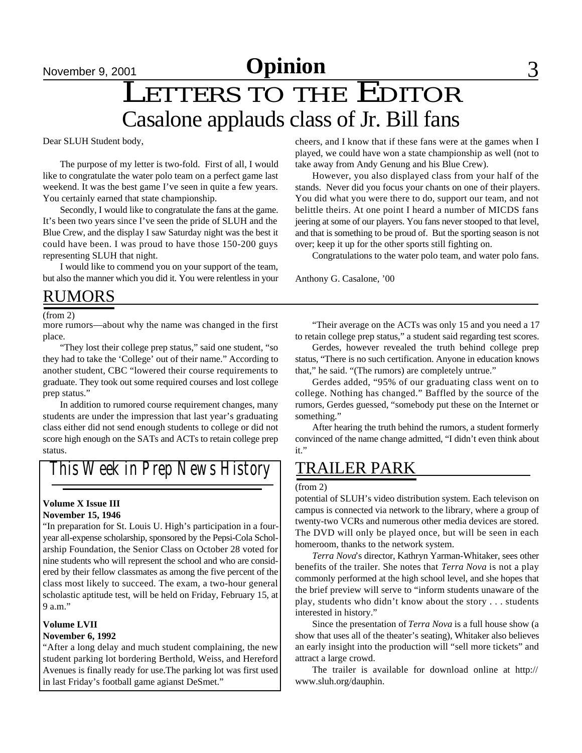# LETTERS TO THE EDITOR

## Casalone applauds class of Jr. Bill fans

Dear SLUH Student body,

The purpose of my letter is two-fold. First of all, I would like to congratulate the water polo team on a perfect game last weekend. It was the best game I've seen in quite a few years. You certainly earned that state championship.

Secondly, I would like to congratulate the fans at the game. It's been two years since I've seen the pride of SLUH and the Blue Crew, and the display I saw Saturday night was the best it could have been. I was proud to have those 150-200 guys representing SLUH that night.

I would like to commend you on your support of the team, but also the manner which you did it. You were relentless in your cheers, and I know that if these fans were at the games when I played, we could have won a state championship as well (not to take away from Andy Genung and his Blue Crew).

However, you also displayed class from your half of the stands. Never did you focus your chants on one of their players. You did what you were there to do, support our team, and not belittle theirs. At one point I heard a number of MICDS fans jeering at some of our players. You fans never stooped to that level, and that is something to be proud of. But the sporting season is not over; keep it up for the other sports still fighting on.

Congratulations to the water polo team, and water polo fans.

Anthony G. Casalone, '00

## RUMORS

(from 2)

more rumors—about why the name was changed in the first place.

"They lost their college prep status," said one student, "so they had to take the 'College' out of their name." According to another student, CBC "lowered their course requirements to graduate. They took out some required courses and lost college prep status."

In addition to rumored course requirement changes, many students are under the impression that last year's graduating class either did not send enough students to college or did not score high enough on the SATs and ACTs to retain college prep status.

"Their average on the ACTs was only 15 and you need a 17 to retain college prep status," a student said regarding test scores.

Gerdes, however revealed the truth behind college prep status, "There is no such certification. Anyone in education knows that," he said. "(The rumors) are completely untrue."

Gerdes added, "95% of our graduating class went on to college. Nothing has changed." Baffled by the source of the rumors, Gerdes guessed, "somebody put these on the Internet or something."

After hearing the truth behind the rumors, a student formerly convinced of the name change admitted, "I didn't even think about it."

## This Week in Prep News History

**Volume X Issue III**
**November 15, 1946**

"In preparation for St. Louis U. High's participation in a four-year all-expense scholarship, sponsored by the Pepsi-Cola Scholarship Foundation, the Senior Class on October 28 voted for nine students who will represent the school and who are considered by their fellow classmates as among the five percent of the class most likely to succeed. The exam, a two-hour general scholastic aptitude test, will be held on Friday, February 15, at 9 a.m."

**Volume LVII**
**November 6, 1992**

"After a long delay and much student complaining, the new student parking lot bordering Berthold, Weiss, and Hereford Avenues is finally ready for use.The parking lot was first used in last Friday's football game agianst DeSmet."

## TRAILER PARK

(from 2)

potential of SLUH's video distribution system. Each televison on campus is connected via network to the library, where a group of twenty-two VCRs and numerous other media devices are stored. The DVD will only be played once, but will be seen in each homeroom, thanks to the network system.

*Terra Nova*'s director, Kathryn Yarman-Whitaker, sees other benefits of the trailer. She notes that *Terra Nova* is not a play commonly performed at the high school level, and she hopes that the brief preview will serve to "inform students unaware of the play, students who didn't know about the story . . . students interested in history."

Since the presentation of *Terra Nova* is a full house show (a show that uses all of the theater's seating), Whitaker also believes an early insight into the production will "sell more tickets" and attract a large crowd.

The trailer is available for download online at http://www.sluh.org/dauphin.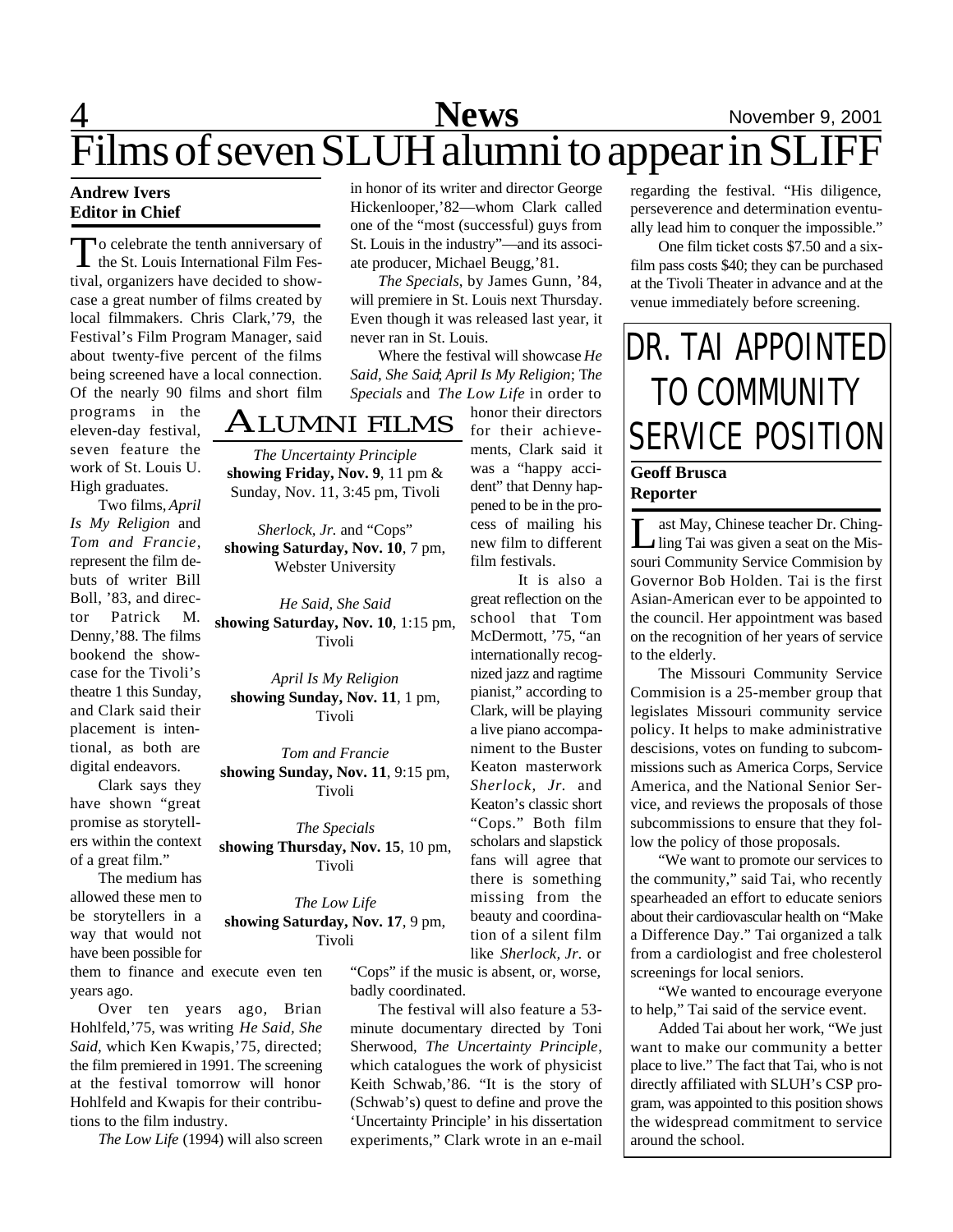# Films of seven SLUH alumni to appear in SLIFF

**Andrew Ivers**
**Editor in Chief**

To celebrate the tenth anniversary of the St. Louis International Film Festival, organizers have decided to showcase a great number of films created by local filmmakers. Chris Clark,'79, the Festival's Film Program Manager, said about twenty-five percent of the films being screened have a local connection. Of the nearly 90 films and short film programs in the eleven-day festival, seven feature the work of St. Louis U. High graduates.

Two films, *April Is My Religion* and *Tom and Francie*, represent the film debuts of writer Bill Boll, '83, and director Patrick M. Denny,'88. The films bookend the showcase for the Tivoli's theatre 1 this Sunday, and Clark said their placement is intentional, as both are digital endeavors.

Clark says they have shown "great promise as storytellers within the context of a great film."

The medium has allowed these men to be storytellers in a way that would not have been possible for them to finance and execute even ten years ago.

Over ten years ago, Brian Hohlfeld,'75, was writing *He Said, She Said*, which Ken Kwapis,'75, directed; the film premiered in 1991. The screening at the festival tomorrow will honor Hohlfeld and Kwapis for their contributions to the film industry.

*The Low Life* (1994) will also screen in honor of its writer and director George Hickenlooper,'82—whom Clark called one of the "most (successful) guys from St. Louis in the industry"—and its associate producer, Michael Beugg,'81.

*The Specials*, by James Gunn, '84, will premiere in St. Louis next Thursday. Even though it was released last year, it never ran in St. Louis.

Where the festival will showcase *He Said, She Said*; *April Is My Religion*; *The Specials* and *The Low Life* in order to honor their directors for their achievements, Clark said it was a "happy accident" that Denny happened to be in the process of mailing his new film to different film festivals.

It is also a great reflection on the school that Tom McDermott, '75, "an internationally recognized jazz and ragtime pianist," according to Clark, will be playing a live piano accompaniment to the Buster Keaton masterwork *Sherlock, Jr.* and Keaton's classic short "Cops." Both film scholars and slapstick fans will agree that there is something missing from the beauty and coordination of a silent film like *Sherlock, Jr.* or "Cops" if the music is absent, or, worse, badly coordinated.

The festival will also feature a 53-minute documentary directed by Toni Sherwood, *The Uncertainty Principle*, which catalogues the work of physicist Keith Schwab,'86. "It is the story of (Schwab's) quest to define and prove the 'Uncertainty Principle' in his dissertation experiments," Clark wrote in an e-mail regarding the festival. "His diligence, perseverence and determination eventually lead him to conquer the impossible."

One film ticket costs $7.50 and a six-film pass costs $40; they can be purchased at the Tivoli Theater in advance and at the venue immediately before screening.

## ALUMNI FILMS

*The Uncertainty Principle*
**showing Friday, Nov. 9**, 11 pm & Sunday, Nov. 11, 3:45 pm, Tivoli

*Sherlock, Jr.* and "Cops"
**showing Saturday, Nov. 10**, 7 pm, Webster University

*He Said, She Said*
**showing Saturday, Nov. 10**, 1:15 pm, Tivoli

*April Is My Religion*
**showing Sunday, Nov. 11**, 1 pm, Tivoli

*Tom and Francie*
**showing Sunday, Nov. 11**, 9:15 pm, Tivoli

*The Specials*
**showing Thursday, Nov. 15**, 10 pm, Tivoli

*The Low Life*
**showing Saturday, Nov. 17**, 9 pm, Tivoli

# DR. TAI APPOINTED TO COMMUNITY SERVICE POSITION

**Geoff Brusca**
**Reporter**

Last May, Chinese teacher Dr. Ching-ling Tai was given a seat on the Missouri Community Service Commision by Governor Bob Holden. Tai is the first Asian-American ever to be appointed to the council. Her appointment was based on the recognition of her years of service to the elderly.

The Missouri Community Service Commision is a 25-member group that legislates Missouri community service policy. It helps to make administrative descisions, votes on funding to subcommissions such as America Corps, Service America, and the National Senior Service, and reviews the proposals of those subcommissions to ensure that they follow the policy of those proposals.

"We want to promote our services to the community," said Tai, who recently spearheaded an effort to educate seniors about their cardiovascular health on "Make a Difference Day." Tai organized a talk from a cardiologist and free cholesterol screenings for local seniors.

"We wanted to encourage everyone to help," Tai said of the service event.

Added Tai about her work, "We just want to make our community a better place to live." The fact that Tai, who is not directly affiliated with SLUH's CSP program, was appointed to this position shows the widespread commitment to service around the school.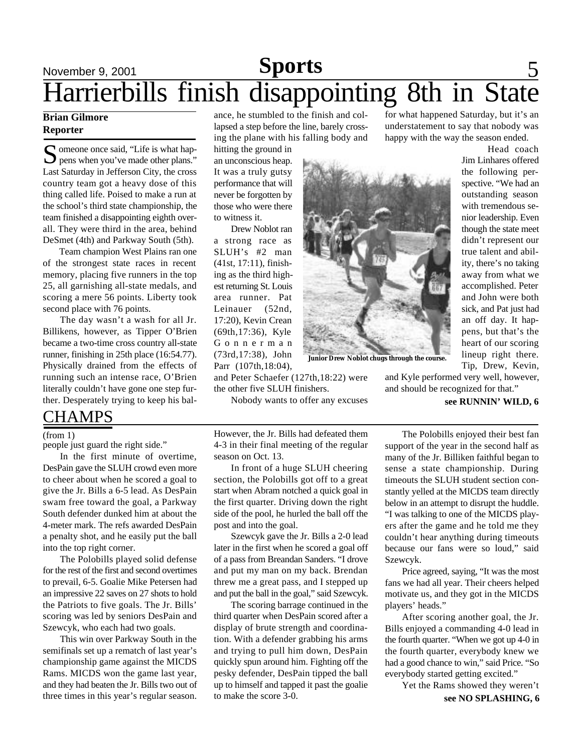# Harrierbills finish disappointing 8th in State

**Brian Gilmore**
**Reporter**

Someone once said, "Life is what happens when you've made other plans." Last Saturday in Jefferson City, the cross country team got a heavy dose of this thing called life. Poised to make a run at the school's third state championship, the team finished a disappointing eighth overall. They were third in the area, behind DeSmet (4th) and Parkway South (5th).

Team champion West Plains ran one of the strongest state races in recent memory, placing five runners in the top 25, all garnishing all-state medals, and scoring a mere 56 points. Liberty took second place with 76 points.

The day wasn't a wash for all Jr. Billikens, however, as Tipper O'Brien became a two-time cross country all-state runner, finishing in 25th place (16:54.77). Physically drained from the effects of running such an intense race, O'Brien literally couldn't have gone one step further. Desperately trying to keep his balance, he stumbled to the finish and collapsed a step before the line, barely crossing the plane with his falling body and hitting the ground in an unconscious heap. It was a truly gutsy performance that will never be forgotten by those who were there to witness it.

Drew Noblot ran a strong race as SLUH's #2 man (41st, 17:11), finishing as the third highest returning St. Louis area runner. Pat Leinauer (52nd, 17:20), Kevin Crean (69th,17:36), Kyle Gonnerman (73rd,17:38), John Parr (107th,18:04), and Peter Schaefer (127th,18:22) were the other five SLUH finishers.

Junior Drew Noblot chugs through the course.

Nobody wants to offer any excuses for what happened Saturday, but it's an understatement to say that nobody was happy with the way the season ended.

Head coach Jim Linhares offered the following perspective. "We had an outstanding season with tremendous senior leadership. Even though the state meet didn't represent our true talent and ability, there's no taking away from what we accomplished. Peter and John were both sick, and Pat just had an off day. It happens, but that's the heart of our scoring lineup right there. Tip, Drew, Kevin, and Kyle performed very well, however, and should be recognized for that."

**see RUNNIN' WILD, 6**

## CHAMPS

(from 1)

people just guard the right side."

In the first minute of overtime, DesPain gave the SLUH crowd even more to cheer about when he scored a goal to give the Jr. Bills a 6-5 lead. As DesPain swam free toward the goal, a Parkway South defender dunked him at about the 4-meter mark. The refs awarded DesPain a penalty shot, and he easily put the ball into the top right corner.

The Polobills played solid defense for the rest of the first and second overtimes to prevail, 6-5. Goalie Mike Petersen had an impressive 22 saves on 27 shots to hold the Patriots to five goals. The Jr. Bills' scoring was led by seniors DesPain and Szewcyk, who each had two goals.

This win over Parkway South in the semifinals set up a rematch of last year's championship game against the MICDS Rams. MICDS won the game last year, and they had beaten the Jr. Bills two out of three times in this year's regular season. However, the Jr. Bills had defeated them 4-3 in their final meeting of the regular season on Oct. 13.

In front of a huge SLUH cheering section, the Polobills got off to a great start when Abram notched a quick goal in the first quarter. Driving down the right side of the pool, he hurled the ball off the post and into the goal.

Szewcyk gave the Jr. Bills a 2-0 lead later in the first when he scored a goal off of a pass from Breandan Sanders. "I drove and put my man on my back. Brendan threw me a great pass, and I stepped up and put the ball in the goal," said Szewcyk.

The scoring barrage continued in the third quarter when DesPain scored after a display of brute strength and coordination. With a defender grabbing his arms and trying to pull him down, DesPain quickly spun around him. Fighting off the pesky defender, DesPain tipped the ball up to himself and tapped it past the goalie to make the score 3-0.

The Polobills enjoyed their best fan support of the year in the second half as many of the Jr. Billiken faithful began to sense a state championship. During timeouts the SLUH student section constantly yelled at the MICDS team directly below in an attempt to disrupt the huddle. "I was talking to one of the MICDS players after the game and he told me they couldn't hear anything during timeouts because our fans were so loud," said Szewcyk.

Price agreed, saying, "It was the most fans we had all year. Their cheers helped motivate us, and they got in the MICDS players' heads."

After scoring another goal, the Jr. Bills enjoyed a commanding 4-0 lead in the fourth quarter. "When we got up 4-0 in the fourth quarter, everybody knew we had a good chance to win," said Price. "So everybody started getting excited."

Yet the Rams showed they weren't

**see NO SPLASHING, 6**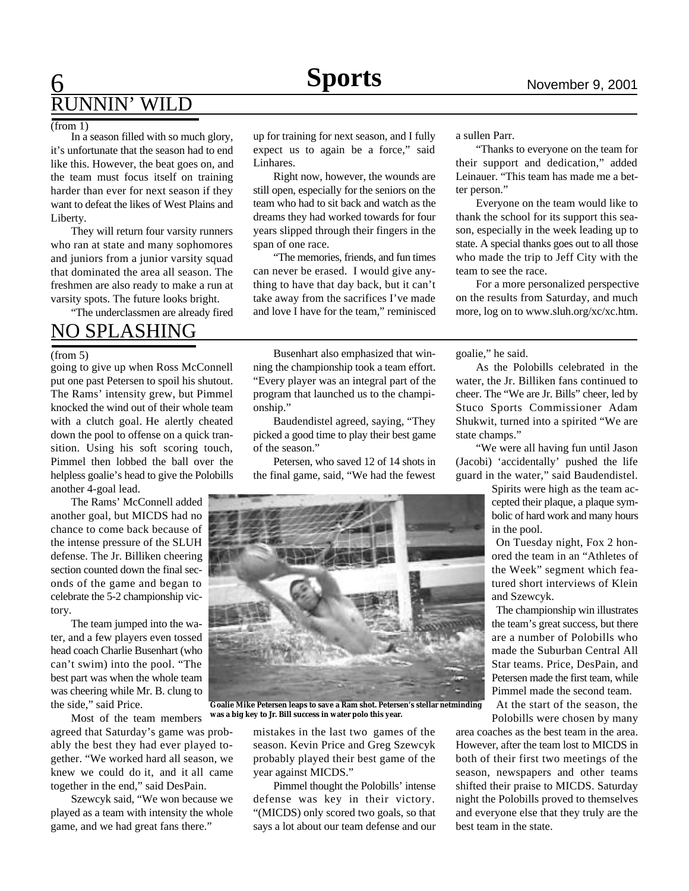# Sports

## RUNNIN' WILD

(from 1)

In a season filled with so much glory, it's unfortunate that the season had to end like this. However, the beat goes on, and the team must focus itself on training harder than ever for next season if they want to defeat the likes of West Plains and Liberty.

They will return four varsity runners who ran at state and many sophomores and juniors from a junior varsity squad that dominated the area all season. The freshmen are also ready to make a run at varsity spots. The future looks bright.

"The underclassmen are already fired up for training for next season, and I fully expect us to again be a force," said Linhares.

Right now, however, the wounds are still open, especially for the seniors on the team who had to sit back and watch as the dreams they had worked towards for four years slipped through their fingers in the span of one race.

"The memories, friends, and fun times can never be erased. I would give anything to have that day back, but it can't take away from the sacrifices I've made and love I have for the team," reminisced a sullen Parr.

"Thanks to everyone on the team for their support and dedication," added Leinauer. "This team has made me a better person."

Everyone on the team would like to thank the school for its support this season, especially in the week leading up to state. A special thanks goes out to all those who made the trip to Jeff City with the team to see the race.

For a more personalized perspective on the results from Saturday, and much more, log on to www.sluh.org/xc/xc.htm.

## NO SPLASHING

(from 5)

going to give up when Ross McConnell put one past Petersen to spoil his shutout. The Rams' intensity grew, but Pimmel knocked the wind out of their whole team with a clutch goal. He alertly cheated down the pool to offense on a quick transition. Using his soft scoring touch, Pimmel then lobbed the ball over the helpless goalie's head to give the Polobills another 4-goal lead.

The Rams' McConnell added another goal, but MICDS had no chance to come back because of the intense pressure of the SLUH defense. The Jr. Billiken cheering section counted down the final seconds of the game and began to celebrate the 5-2 championship victory.

The team jumped into the water, and a few players even tossed head coach Charlie Busenhart (who can't swim) into the pool. "The best part was when the whole team was cheering while Mr. B. clung to the side," said Price.

Most of the team members agreed that Saturday's game was probably the best they had ever played together. "We worked hard all season, we knew we could do it, and it all came together in the end," said DesPain.

Szewcyk said, "We won because we played as a team with intensity the whole game, and we had great fans there."

Busenhart also emphasized that winning the championship took a team effort. "Every player was an integral part of the program that launched us to the championship."

Baudendistel agreed, saying, "They picked a good time to play their best game of the season."

Petersen, who saved 12 of 14 shots in the final game, said, "We had the fewest mistakes in the last two games of the season. Kevin Price and Greg Szewcyk probably played their best game of the year against MICDS."

Pimmel thought the Polobills' intense defense was key in their victory. "(MICDS) only scored two goals, so that says a lot about our team defense and our goalie," he said.

**Goalie Mike Petersen leaps to save a Ram shot. Petersen's stellar netminding was a big key to Jr. Bill success in water polo this year.**

As the Polobills celebrated in the water, the Jr. Billiken fans continued to cheer. The "We are Jr. Bills" cheer, led by Stuco Sports Commissioner Adam Shukwit, turned into a spirited "We are state champs."

"We were all having fun until Jason (Jacobi) 'accidentally' pushed the life guard in the water," said Baudendistel.

Spirits were high as the team accepted their plaque, a plaque symbolic of hard work and many hours in the pool.

On Tuesday night, Fox 2 honored the team in an "Athletes of the Week" segment which featured short interviews of Klein and Szewcyk.

The championship win illustrates the team's great success, but there are a number of Polobills who made the Suburban Central All Star teams. Price, DesPain, and Petersen made the first team, while Pimmel made the second team.

At the start of the season, the Polobills were chosen by many area coaches as the best team in the area. However, after the team lost to MICDS in both of their first two meetings of the season, newspapers and other teams shifted their praise to MICDS. Saturday night the Polobills proved to themselves and everyone else that they truly are the best team in the state.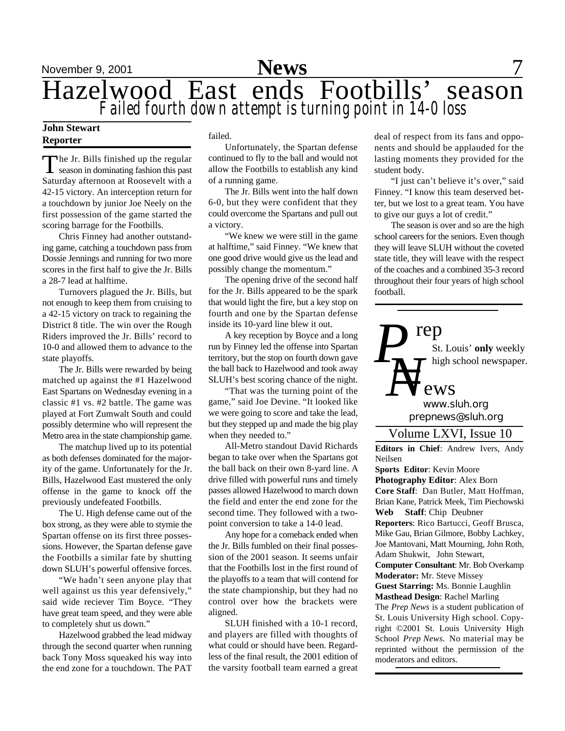# Hazelwood East ends Footbills' season

## Failed fourth down attempt is turning point in 14-0 loss

**John Stewart**
**Reporter**

The Jr. Bills finished up the regular season in dominating fashion this past Saturday afternoon at Roosevelt with a 42-15 victory. An interception return for a touchdown by junior Joe Neely on the first possession of the game started the scoring barrage for the Footbills.

Chris Finney had another outstanding game, catching a touchdown pass from Dossie Jennings and running for two more scores in the first half to give the Jr. Bills a 28-7 lead at halftime.

Turnovers plagued the Jr. Bills, but not enough to keep them from cruising to a 42-15 victory on track to regaining the District 8 title. The win over the Rough Riders improved the Jr. Bills' record to 10-0 and allowed them to advance to the state playoffs.

The Jr. Bills were rewarded by being matched up against the #1 Hazelwood East Spartans on Wednesday evening in a classic #1 vs. #2 battle. The game was played at Fort Zumwalt South and could possibly determine who will represent the Metro area in the state championship game.

The matchup lived up to its potential as both defenses dominated for the majority of the game. Unfortunately for the Jr. Bills, Hazelwood East mustered the only offense in the game to knock off the previously undefeated Footbills.

The U. High defense came out of the box strong, as they were able to stymie the Spartan offense on its first three possessions. However, the Spartan defense gave the Footbills a similar fate by shutting down SLUH's powerful offensive forces.

"We hadn't seen anyone play that well against us this year defensively," said wide reciever Tim Boyce. "They have great team speed, and they were able to completely shut us down."

Hazelwood grabbed the lead midway through the second quarter when running back Tony Moss squeaked his way into the end zone for a touchdown. The PAT failed.

Unfortunately, the Spartan defense continued to fly to the ball and would not allow the Footbills to establish any kind of a running game.

The Jr. Bills went into the half down 6-0, but they were confident that they could overcome the Spartans and pull out a victory.

"We knew we were still in the game at halftime," said Finney. "We knew that one good drive would give us the lead and possibly change the momentum."

The opening drive of the second half for the Jr. Bills appeared to be the spark that would light the fire, but a key stop on fourth and one by the Spartan defense inside its 10-yard line blew it out.

A key reception by Boyce and a long run by Finney led the offense into Spartan territory, but the stop on fourth down gave the ball back to Hazelwood and took away SLUH's best scoring chance of the night.

"That was the turning point of the game," said Joe Devine. "It looked like we were going to score and take the lead, but they stepped up and made the big play when they needed to."

All-Metro standout David Richards began to take over when the Spartans got the ball back on their own 8-yard line. A drive filled with powerful runs and timely passes allowed Hazelwood to march down the field and enter the end zone for the second time. They followed with a two-point conversion to take a 14-0 lead.

Any hope for a comeback ended when the Jr. Bills fumbled on their final possession of the 2001 season. It seems unfair that the Footbills lost in the first round of the playoffs to a team that will contend for the state championship, but they had no control over how the brackets were aligned.

SLUH finished with a 10-1 record, and players are filled with thoughts of what could or should have been. Regardless of the final result, the 2001 edition of the varsity football team earned a great deal of respect from its fans and opponents and should be applauded for the lasting moments they provided for the student body.

"I just can't believe it's over," said Finney. "I know this team deserved better, but we lost to a great team. You have to give our guys a lot of credit."

The season is over and so are the high school careers for the seniors. Even though they will leave SLUH without the coveted state title, they will leave with the respect of the coaches and a combined 35-3 record throughout their four years of high school football.

---

**Prep News**
St. Louis' **only** weekly high school newspaper.
www.sluh.org
prepnews@sluh.org

Volume LXVI, Issue 10

**Editors in Chief**: Andrew Ivers, Andy Neilsen
**Sports Editor**: Kevin Moore
**Photography Editor**: Alex Born
**Core Staff**: Dan Butler, Matt Hoffman, Brian Kane, Patrick Meek, Tim Piechowski
**Web Staff**: Chip Deubner
**Reporters**: Rico Bartucci, Geoff Brusca, Mike Gau, Brian Gilmore, Bobby Lachkey, Joe Mantovani, Matt Mourning, John Roth, Adam Shukwit, John Stewart,
**Computer Consultant**: Mr. Bob Overkamp
**Moderator:** Mr. Steve Missey
**Guest Starring:** Ms. Bonnie Laughlin
**Masthead Design**: Rachel Marling

The *Prep News* is a student publication of St. Louis University High school. Copyright ©2001 St. Louis University High School *Prep News.* No material may be reprinted without the permission of the moderators and editors.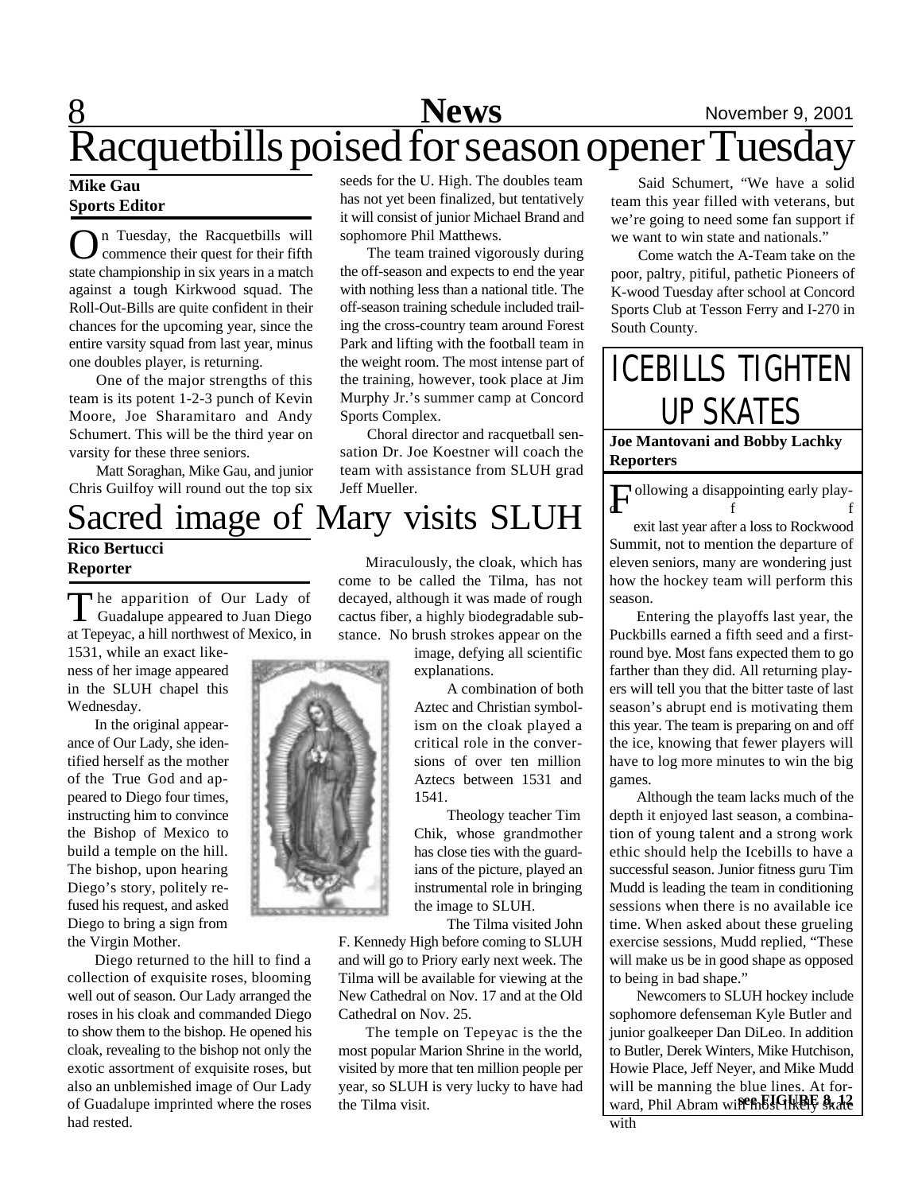# Racquetbills poised for season opener Tuesday

**Mike Gau**
**Sports Editor**

On Tuesday, the Racquetbills will commence their quest for their fifth state championship in six years in a match against a tough Kirkwood squad. The Roll-Out-Bills are quite confident in their chances for the upcoming year, since the entire varsity squad from last year, minus one doubles player, is returning.

One of the major strengths of this team is its potent 1-2-3 punch of Kevin Moore, Joe Sharamitaro and Andy Schumert. This will be the third year on varsity for these three seniors.

Matt Soraghan, Mike Gau, and junior Chris Guilfoy will round out the top six seeds for the U. High. The doubles team has not yet been finalized, but tentatively it will consist of junior Michael Brand and sophomore Phil Matthews.

The team trained vigorously during the off-season and expects to end the year with nothing less than a national title. The off-season training schedule included trailing the cross-country team around Forest Park and lifting with the football team in the weight room. The most intense part of the training, however, took place at Jim Murphy Jr.'s summer camp at Concord Sports Complex.

Choral director and racquetball sensation Dr. Joe Koestner will coach the team with assistance from SLUH grad Jeff Mueller.

Said Schumert, "We have a solid team this year filled with veterans, but we're going to need some fan support if we want to win state and nationals."

Come watch the A-Team take on the poor, paltry, pitiful, pathetic Pioneers of K-wood Tuesday after school at Concord Sports Club at Tesson Ferry and I-270 in South County.

# Sacred image of Mary visits SLUH

**Rico Bertucci**
**Reporter**

The apparition of Our Lady of Guadalupe appeared to Juan Diego at Tepeyac, a hill northwest of Mexico, in 1531, while an exact likeness of her image appeared in the SLUH chapel this Wednesday.

In the original appearance of Our Lady, she identified herself as the mother of the True God and appeared to Diego four times, instructing him to convince the Bishop of Mexico to build a temple on the hill. The bishop, upon hearing Diego's story, politely refused his request, and asked Diego to bring a sign from the Virgin Mother.

Diego returned to the hill to find a collection of exquisite roses, blooming well out of season. Our Lady arranged the roses in his cloak and commanded Diego to show them to the bishop. He opened his cloak, revealing to the bishop not only the exotic assortment of exquisite roses, but also an unblemished image of Our Lady of Guadalupe imprinted where the roses had rested.

Miraculously, the cloak, which has come to be called the Tilma, has not decayed, although it was made of rough cactus fiber, a highly biodegradable substance. No brush strokes appear on the image, defying all scientific explanations.

A combination of both Aztec and Christian symbolism on the cloak played a critical role in the conversions of over ten million Aztecs between 1531 and 1541.

Theology teacher Tim Chik, whose grandmother has close ties with the guardians of the picture, played an instrumental role in bringing the image to SLUH.

The Tilma visited John F. Kennedy High before coming to SLUH and will go to Priory early next week. The Tilma will be available for viewing at the New Cathedral on Nov. 17 and at the Old Cathedral on Nov. 25.

The temple on Tepeyac is the the most popular Marion Shrine in the world, visited by more that ten million people per year, so SLUH is very lucky to have had the Tilma visit.

# ICEBILLS TIGHTEN UP SKATES

**Joe Mantovani and Bobby Lachky**
**Reporters**

Following a disappointing early playoff exit last year after a loss to Rockwood Summit, not to mention the departure of eleven seniors, many are wondering just how the hockey team will perform this season.

Entering the playoffs last year, the Puckbills earned a fifth seed and a first-round bye. Most fans expected them to go farther than they did. All returning players will tell you that the bitter taste of last season's abrupt end is motivating them this year. The team is preparing on and off the ice, knowing that fewer players will have to log more minutes to win the big games.

Although the team lacks much of the depth it enjoyed last season, a combination of young talent and a strong work ethic should help the Icebills to have a successful season. Junior fitness guru Tim Mudd is leading the team in conditioning sessions when there is no available ice time. When asked about these grueling exercise sessions, Mudd replied, "These will make us be in good shape as opposed to being in bad shape."

Newcomers to SLUH hockey include sophomore defenseman Kyle Butler and junior goalkeeper Dan DiLeo. In addition to Butler, Derek Winters, Mike Hutchison, Howie Place, Jeff Neyer, and Mike Mudd will be manning the blue lines. At forward, Phil Abram will most likely skate with

**see FIGURE 8, 12**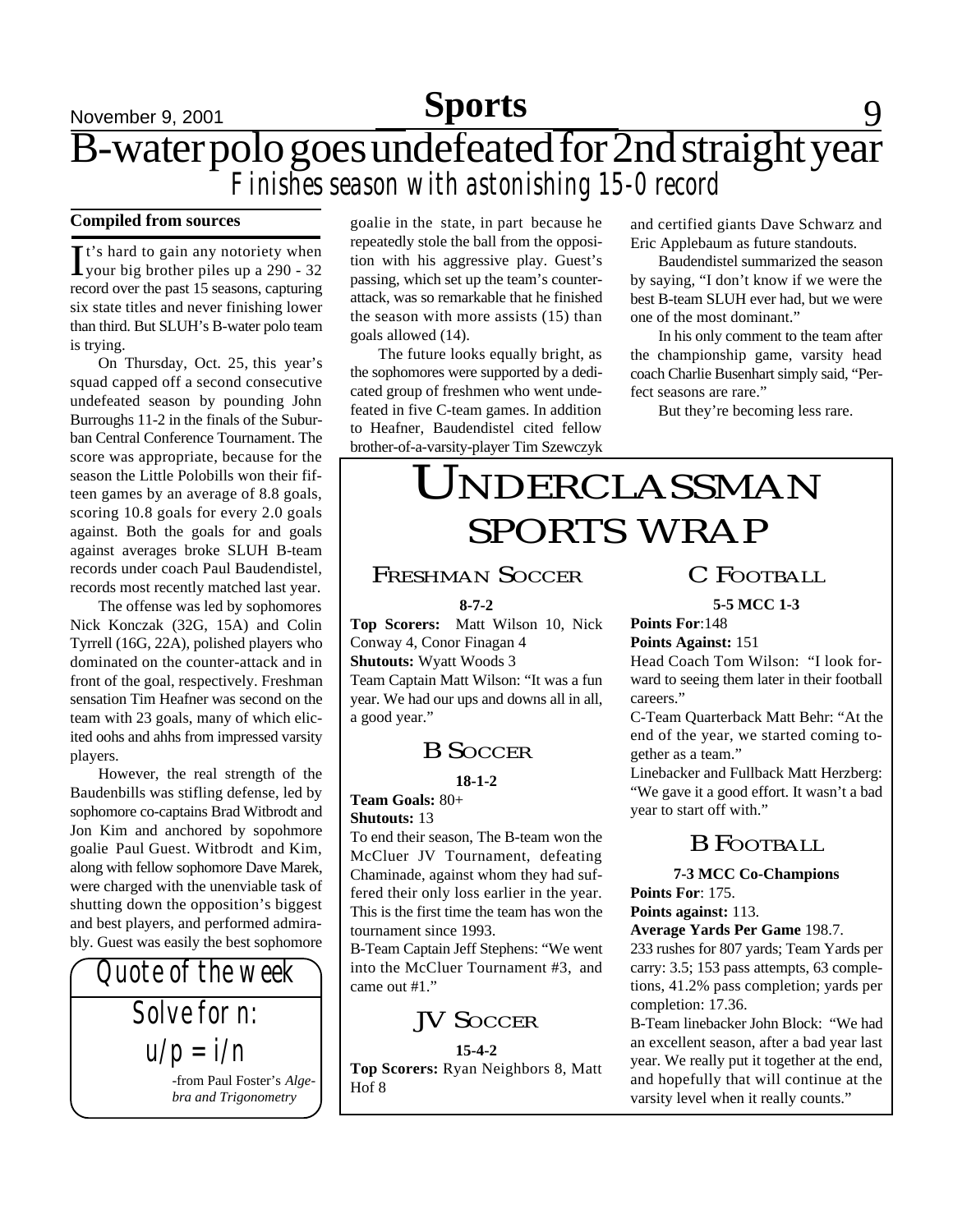# B-water polo goes undefeated for 2nd straight year

## *Finishes season with astonishing 15-0 record*

**Compiled from sources**

It's hard to gain any notoriety when your big brother piles up a 290 - 32 record over the past 15 seasons, capturing six state titles and never finishing lower than third. But SLUH's B-water polo team is trying.

On Thursday, Oct. 25, this year's squad capped off a second consecutive undefeated season by pounding John Burroughs 11-2 in the finals of the Suburban Central Conference Tournament. The score was appropriate, because for the season the Little Polobills won their fifteen games by an average of 8.8 goals, scoring 10.8 goals for every 2.0 goals against. Both the goals for and goals against averages broke SLUH B-team records under coach Paul Baudendistel, records most recently matched last year.

The offense was led by sophomores Nick Konczak (32G, 15A) and Colin Tyrrell (16G, 22A), polished players who dominated on the counter-attack and in front of the goal, respectively. Freshman sensation Tim Heafner was second on the team with 23 goals, many of which elicited oohs and ahhs from impressed varsity players.

However, the real strength of the Baudenbills was stifling defense, led by sophomore co-captains Brad Witbrodt and Jon Kim and anchored by sopohmore goalie Paul Guest. Witbrodt and Kim, along with fellow sophomore Dave Marek, were charged with the unenviable task of shutting down the opposition's biggest and best players, and performed admirably. Guest was easily the best sophomore goalie in the state, in part because he repeatedly stole the ball from the opposition with his aggressive play. Guest's passing, which set up the team's counter-attack, was so remarkable that he finished the season with more assists (15) than goals allowed (14).

The future looks equally bright, as the sophomores were supported by a dedicated group of freshmen who went undefeated in five C-team games. In addition to Heafner, Baudendistel cited fellow brother-of-a-varsity-player Tim Szewczyk and certified giants Dave Schwarz and Eric Applebaum as future standouts.

Baudendistel summarized the season by saying, "I don't know if we were the best B-team SLUH ever had, but we were one of the most dominant."

In his only comment to the team after the championship game, varsity head coach Charlie Busenhart simply said, "Perfect seasons are rare."

But they're becoming less rare.

---

*Quote of the week*

Solve for n:

$u/p = i/n$

-from Paul Foster's *Algebra and Trigonometry*

---

# UNDERCLASSMAN SPORTS WRAP

## FRESHMAN SOCCER

**8-7-2**

**Top Scorers:** Matt Wilson 10, Nick Conway 4, Conor Finagan 4

**Shutouts:** Wyatt Woods 3

Team Captain Matt Wilson: "It was a fun year. We had our ups and downs all in all, a good year."

## B SOCCER

**18-1-2**

**Team Goals:** 80+

**Shutouts:** 13

To end their season, The B-team won the McCluer JV Tournament, defeating Chaminade, against whom they had suffered their only loss earlier in the year. This is the first time the team has won the tournament since 1993.

B-Team Captain Jeff Stephens: "We went into the McCluer Tournament #3, and came out #1."

## JV SOCCER

**15-4-2**

**Top Scorers:** Ryan Neighbors 8, Matt Hof 8

## C FOOTBALL

**5-5 MCC 1-3**

**Points For**:148

**Points Against:** 151

Head Coach Tom Wilson: "I look forward to seeing them later in their football careers."

C-Team Quarterback Matt Behr: "At the end of the year, we started coming together as a team."

Linebacker and Fullback Matt Herzberg: "We gave it a good effort. It wasn't a bad year to start off with."

## B FOOTBALL

**7-3 MCC Co-Champions**

**Points For**: 175.

**Points against:** 113.

**Average Yards Per Game** 198.7.

233 rushes for 807 yards; Team Yards per carry: 3.5; 153 pass attempts, 63 completions, 41.2% pass completion; yards per completion: 17.36.

B-Team linebacker John Block: "We had an excellent season, after a bad year last year. We really put it together at the end, and hopefully that will continue at the varsity level when it really counts."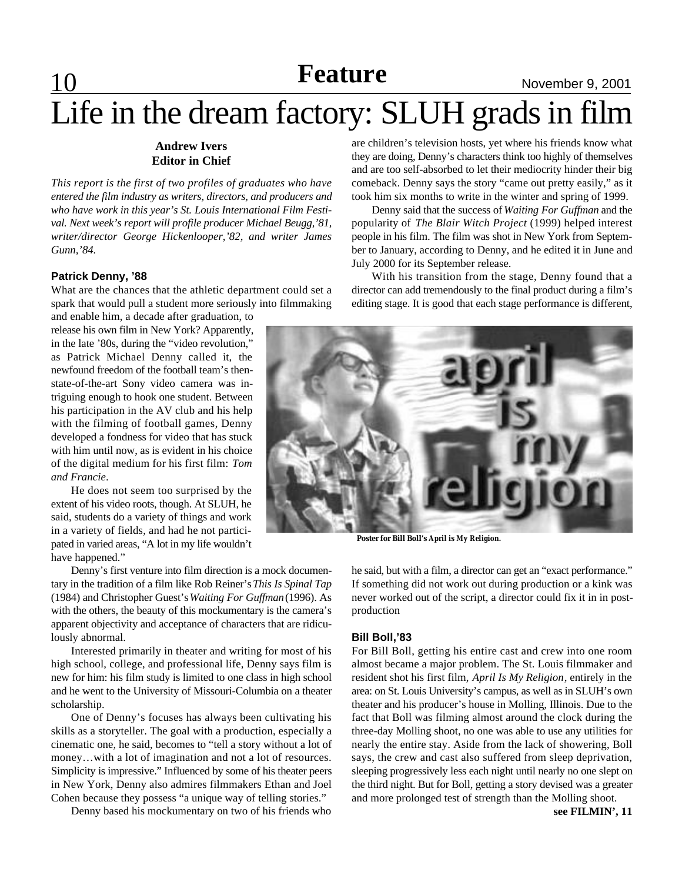# Life in the dream factory: SLUH grads in film

**Andrew Ivers**
**Editor in Chief**

*This report is the first of two profiles of graduates who have entered the film industry as writers, directors, and producers and who have work in this year's St. Louis International Film Festival. Next week's report will profile producer Michael Beugg,'81, writer/director George Hickenlooper,'82, and writer James Gunn,'84.*

### Patrick Denny, '88

What are the chances that the athletic department could set a spark that would pull a student more seriously into filmmaking and enable him, a decade after graduation, to release his own film in New York? Apparently, in the late '80s, during the "video revolution," as Patrick Michael Denny called it, the newfound freedom of the football team's then-state-of-the-art Sony video camera was intriguing enough to hook one student. Between his participation in the AV club and his help with the filming of football games, Denny developed a fondness for video that has stuck with him until now, as is evident in his choice of the digital medium for his first film: *Tom and Francie*.

He does not seem too surprised by the extent of his video roots, though. At SLUH, he said, students do a variety of things and work in a variety of fields, and had he not participated in varied areas, "A lot in my life wouldn't have happened."

Denny's first venture into film direction is a mock documentary in the tradition of a film like Rob Reiner's *This Is Spinal Tap* (1984) and Christopher Guest's *Waiting For Guffman* (1996). As with the others, the beauty of this mockumentary is the camera's apparent objectivity and acceptance of characters that are ridiculously abnormal.

Interested primarily in theater and writing for most of his high school, college, and professional life, Denny says film is new for him: his film study is limited to one class in high school and he went to the University of Missouri-Columbia on a theater scholarship.

One of Denny's focuses has always been cultivating his skills as a storyteller. The goal with a production, especially a cinematic one, he said, becomes to "tell a story without a lot of money…with a lot of imagination and not a lot of resources. Simplicity is impressive." Influenced by some of his theater peers in New York, Denny also admires filmmakers Ethan and Joel Cohen because they possess "a unique way of telling stories."

Denny based his mockumentary on two of his friends who are children's television hosts, yet where his friends know what they are doing, Denny's characters think too highly of themselves and are too self-absorbed to let their mediocrity hinder their big comeback. Denny says the story "came out pretty easily," as it took him six months to write in the winter and spring of 1999.

Denny said that the success of *Waiting For Guffman* and the popularity of *The Blair Witch Project* (1999) helped interest people in his film. The film was shot in New York from September to January, according to Denny, and he edited it in June and July 2000 for its September release.

With his transition from the stage, Denny found that a director can add tremendously to the final product during a film's editing stage. It is good that each stage performance is different, he said, but with a film, a director can get an "exact performance." If something did not work out during production or a kink was never worked out of the script, a director could fix it in in post-production

**Poster for Bill Boll's April is My Religion.**

### Bill Boll,'83

For Bill Boll, getting his entire cast and crew into one room almost became a major problem. The St. Louis filmmaker and resident shot his first film, *April Is My Religion*, entirely in the area: on St. Louis University's campus, as well as in SLUH's own theater and his producer's house in Molling, Illinois. Due to the fact that Boll was filming almost around the clock during the three-day Molling shoot, no one was able to use any utilities for nearly the entire stay. Aside from the lack of showering, Boll says, the crew and cast also suffered from sleep deprivation, sleeping progressively less each night until nearly no one slept on the third night. But for Boll, getting a story devised was a greater and more prolonged test of strength than the Molling shoot.

**see FILMIN', 11**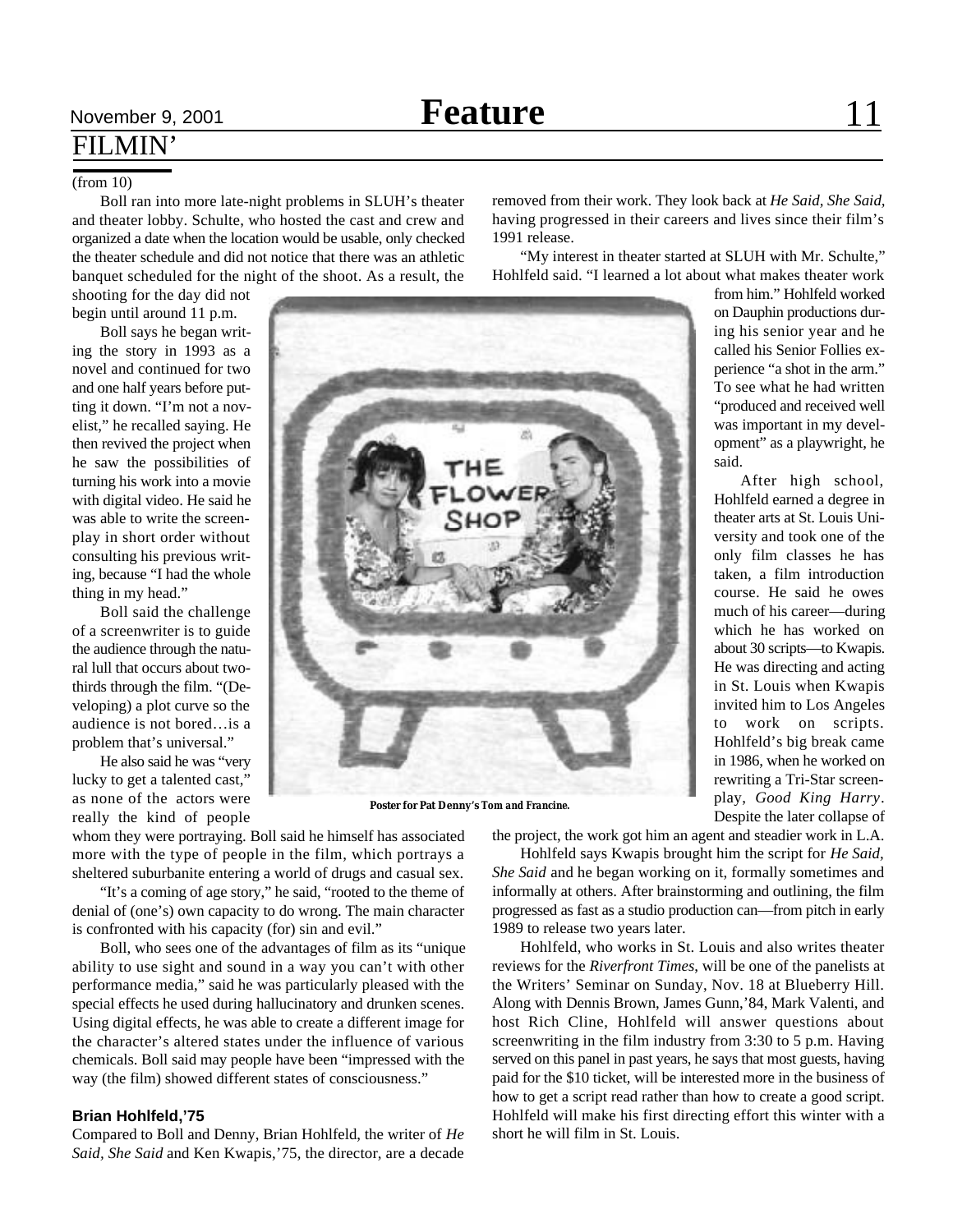# FILMIN'

(from 10)

Boll ran into more late-night problems in SLUH's theater and theater lobby. Schulte, who hosted the cast and crew and organized a date when the location would be usable, only checked the theater schedule and did not notice that there was an athletic banquet scheduled for the night of the shoot. As a result, the shooting for the day did not begin until around 11 p.m.

Boll says he began writing the story in 1993 as a novel and continued for two and one half years before putting it down. "I'm not a novelist," he recalled saying. He then revived the project when he saw the possibilities of turning his work into a movie with digital video. He said he was able to write the screenplay in short order without consulting his previous writing, because "I had the whole thing in my head."

Boll said the challenge of a screenwriter is to guide the audience through the natural lull that occurs about two-thirds through the film. "(Developing) a plot curve so the audience is not bored…is a problem that's universal."

He also said he was "very lucky to get a talented cast," as none of the actors were really the kind of people whom they were portraying. Boll said he himself has associated more with the type of people in the film, which portrays a sheltered suburbanite entering a world of drugs and casual sex.

"It's a coming of age story," he said, "rooted to the theme of denial of (one's) own capacity to do wrong. The main character is confronted with his capacity (for) sin and evil."

Boll, who sees one of the advantages of film as its "unique ability to use sight and sound in a way you can't with other performance media," said he was particularly pleased with the special effects he used during hallucinatory and drunken scenes. Using digital effects, he was able to create a different image for the character's altered states under the influence of various chemicals. Boll said may people have been "impressed with the way (the film) showed different states of consciousness."

**Poster for Pat Denny's Tom and Francine.**

### Brian Hohlfeld,'75

Compared to Boll and Denny, Brian Hohlfeld, the writer of *He Said, She Said* and Ken Kwapis,'75, the director, are a decade removed from their work. They look back at *He Said, She Said,* having progressed in their careers and lives since their film's 1991 release.

"My interest in theater started at SLUH with Mr. Schulte," Hohlfeld said. "I learned a lot about what makes theater work from him." Hohlfeld worked on Dauphin productions during his senior year and he called his Senior Follies experience "a shot in the arm." To see what he had written "produced and received well was important in my development" as a playwright, he said.

After high school, Hohlfeld earned a degree in theater arts at St. Louis University and took one of the only film classes he has taken, a film introduction course. He said he owes much of his career—during which he has worked on about 30 scripts—to Kwapis. He was directing and acting in St. Louis when Kwapis invited him to Los Angeles to work on scripts. Hohlfeld's big break came in 1986, when he worked on rewriting a Tri-Star screenplay, *Good King Harry*. Despite the later collapse of the project, the work got him an agent and steadier work in L.A.

Hohlfeld says Kwapis brought him the script for *He Said, She Said* and he began working on it, formally sometimes and informally at others. After brainstorming and outlining, the film progressed as fast as a studio production can—from pitch in early 1989 to release two years later.

Hohlfeld, who works in St. Louis and also writes theater reviews for the *Riverfront Times*, will be one of the panelists at the Writers' Seminar on Sunday, Nov. 18 at Blueberry Hill. Along with Dennis Brown, James Gunn,'84, Mark Valenti, and host Rich Cline, Hohlfeld will answer questions about screenwriting in the film industry from 3:30 to 5 p.m. Having served on this panel in past years, he says that most guests, having paid for the $10 ticket, will be interested more in the business of how to get a script read rather than how to create a good script. Hohlfeld will make his first directing effort this winter with a short he will film in St. Louis.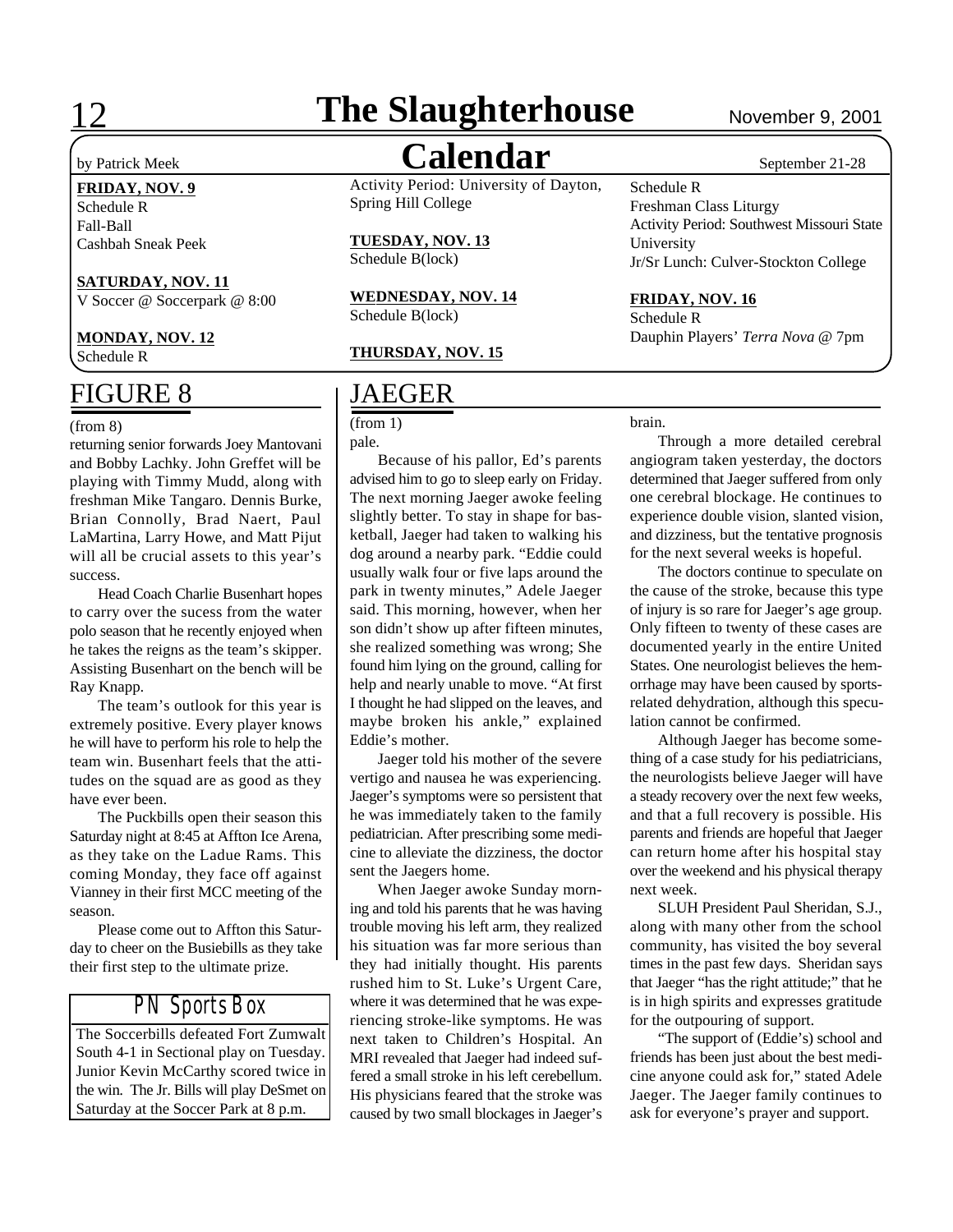# Calendar

by Patrick Meek

September 21-28

**FRIDAY, NOV. 9**
Schedule R
Fall-Ball
Cashbah Sneak Peek

**SATURDAY, NOV. 11**
V Soccer @ Soccerpark @ 8:00

**MONDAY, NOV. 12**
Schedule R
Activity Period: University of Dayton, Spring Hill College

**TUESDAY, NOV. 13**
Schedule B(lock)

**WEDNESDAY, NOV. 14**
Schedule B(lock)

**THURSDAY, NOV. 15**
Schedule R
Freshman Class Liturgy
Activity Period: Southwest Missouri State University
Jr/Sr Lunch: Culver-Stockton College

**FRIDAY, NOV. 16**
Schedule R
Dauphin Players' *Terra Nova* @ 7pm

## FIGURE 8

(from 8)

returning senior forwards Joey Mantovani and Bobby Lachky. John Greffet will be playing with Timmy Mudd, along with freshman Mike Tangaro. Dennis Burke, Brian Connolly, Brad Naert, Paul LaMartina, Larry Howe, and Matt Pijut will all be crucial assets to this year's success.

Head Coach Charlie Busenhart hopes to carry over the sucess from the water polo season that he recently enjoyed when he takes the reigns as the team's skipper. Assisting Busenhart on the bench will be Ray Knapp.

The team's outlook for this year is extremely positive. Every player knows he will have to perform his role to help the team win. Busenhart feels that the attitudes on the squad are as good as they have ever been.

The Puckbills open their season this Saturday night at 8:45 at Affton Ice Arena, as they take on the Ladue Rams. This coming Monday, they face off against Vianney in their first MCC meeting of the season.

Please come out to Affton this Saturday to cheer on the Busiebills as they take their first step to the ultimate prize.

### PN Sports Box

The Soccerbills defeated Fort Zumwalt South 4-1 in Sectional play on Tuesday. Junior Kevin McCarthy scored twice in the win. The Jr. Bills will play DeSmet on Saturday at the Soccer Park at 8 p.m.

## JAEGER

(from 1)

pale.

Because of his pallor, Ed's parents advised him to go to sleep early on Friday. The next morning Jaeger awoke feeling slightly better. To stay in shape for basketball, Jaeger had taken to walking his dog around a nearby park. "Eddie could usually walk four or five laps around the park in twenty minutes," Adele Jaeger said. This morning, however, when her son didn't show up after fifteen minutes, she realized something was wrong; She found him lying on the ground, calling for help and nearly unable to move. "At first I thought he had slipped on the leaves, and maybe broken his ankle," explained Eddie's mother.

Jaeger told his mother of the severe vertigo and nausea he was experiencing. Jaeger's symptoms were so persistent that he was immediately taken to the family pediatrician. After prescribing some medicine to alleviate the dizziness, the doctor sent the Jaegers home.

When Jaeger awoke Sunday morning and told his parents that he was having trouble moving his left arm, they realized his situation was far more serious than they had initially thought. His parents rushed him to St. Luke's Urgent Care, where it was determined that he was experiencing stroke-like symptoms. He was next taken to Children's Hospital. An MRI revealed that Jaeger had indeed suffered a small stroke in his left cerebellum. His physicians feared that the stroke was caused by two small blockages in Jaeger's brain.

Through a more detailed cerebral angiogram taken yesterday, the doctors determined that Jaeger suffered from only one cerebral blockage. He continues to experience double vision, slanted vision, and dizziness, but the tentative prognosis for the next several weeks is hopeful.

The doctors continue to speculate on the cause of the stroke, because this type of injury is so rare for Jaeger's age group. Only fifteen to twenty of these cases are documented yearly in the entire United States. One neurologist believes the hemorrhage may have been caused by sports-related dehydration, although this speculation cannot be confirmed.

Although Jaeger has become something of a case study for his pediatricians, the neurologists believe Jaeger will have a steady recovery over the next few weeks, and that a full recovery is possible. His parents and friends are hopeful that Jaeger can return home after his hospital stay over the weekend and his physical therapy next week.

SLUH President Paul Sheridan, S.J., along with many other from the school community, has visited the boy several times in the past few days. Sheridan says that Jaeger "has the right attitude;" that he is in high spirits and expresses gratitude for the outpouring of support.

"The support of (Eddie's) school and friends has been just about the best medicine anyone could ask for," stated Adele Jaeger. The Jaeger family continues to ask for everyone's prayer and support.